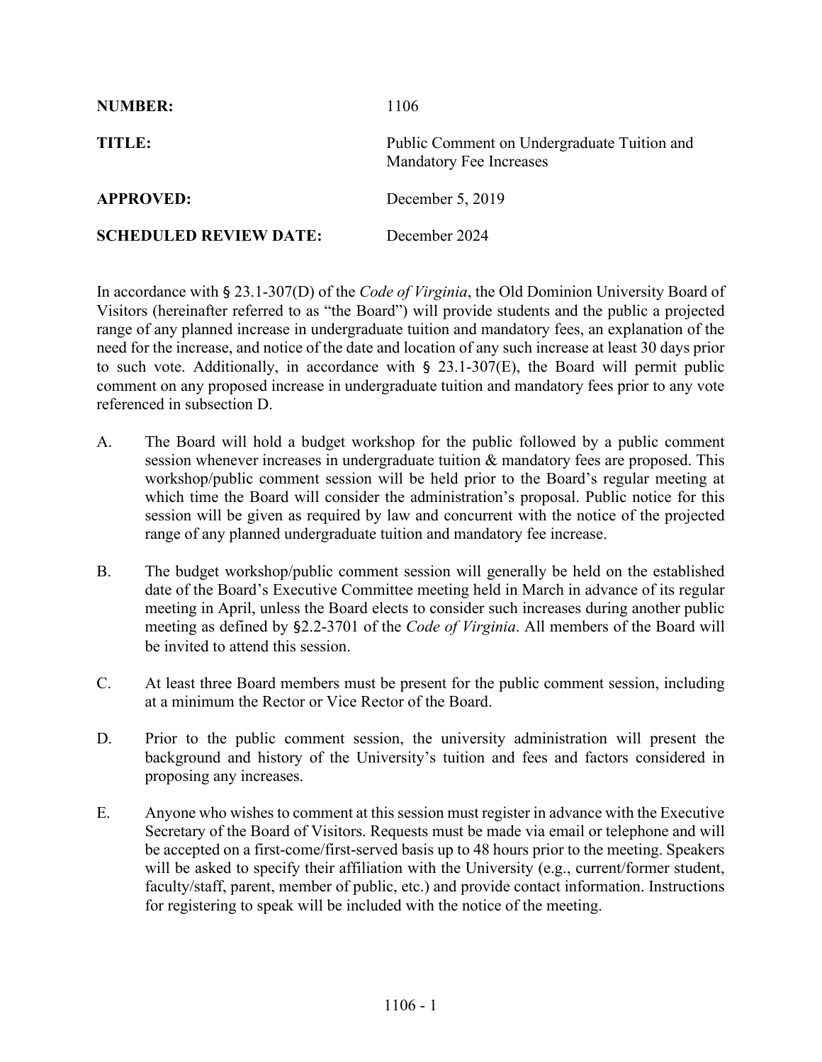| | |
|---|---|
| **NUMBER:** | 1106 |
| **TITLE:** | Public Comment on Undergraduate Tuition and Mandatory Fee Increases |
| **APPROVED:** | December 5, 2019 |
| **SCHEDULED REVIEW DATE:** | December 2024 |

In accordance with § 23.1-307(D) of the *Code of Virginia*, the Old Dominion University Board of Visitors (hereinafter referred to as "the Board") will provide students and the public a projected range of any planned increase in undergraduate tuition and mandatory fees, an explanation of the need for the increase, and notice of the date and location of any such increase at least 30 days prior to such vote. Additionally, in accordance with § 23.1-307(E), the Board will permit public comment on any proposed increase in undergraduate tuition and mandatory fees prior to any vote referenced in subsection D.

A. The Board will hold a budget workshop for the public followed by a public comment session whenever increases in undergraduate tuition & mandatory fees are proposed. This workshop/public comment session will be held prior to the Board's regular meeting at which time the Board will consider the administration's proposal. Public notice for this session will be given as required by law and concurrent with the notice of the projected range of any planned undergraduate tuition and mandatory fee increase.

B. The budget workshop/public comment session will generally be held on the established date of the Board's Executive Committee meeting held in March in advance of its regular meeting in April, unless the Board elects to consider such increases during another public meeting as defined by §2.2-3701 of the *Code of Virginia*. All members of the Board will be invited to attend this session.

C. At least three Board members must be present for the public comment session, including at a minimum the Rector or Vice Rector of the Board.

D. Prior to the public comment session, the university administration will present the background and history of the University's tuition and fees and factors considered in proposing any increases.

E. Anyone who wishes to comment at this session must register in advance with the Executive Secretary of the Board of Visitors. Requests must be made via email or telephone and will be accepted on a first-come/first-served basis up to 48 hours prior to the meeting. Speakers will be asked to specify their affiliation with the University (e.g., current/former student, faculty/staff, parent, member of public, etc.) and provide contact information. Instructions for registering to speak will be included with the notice of the meeting.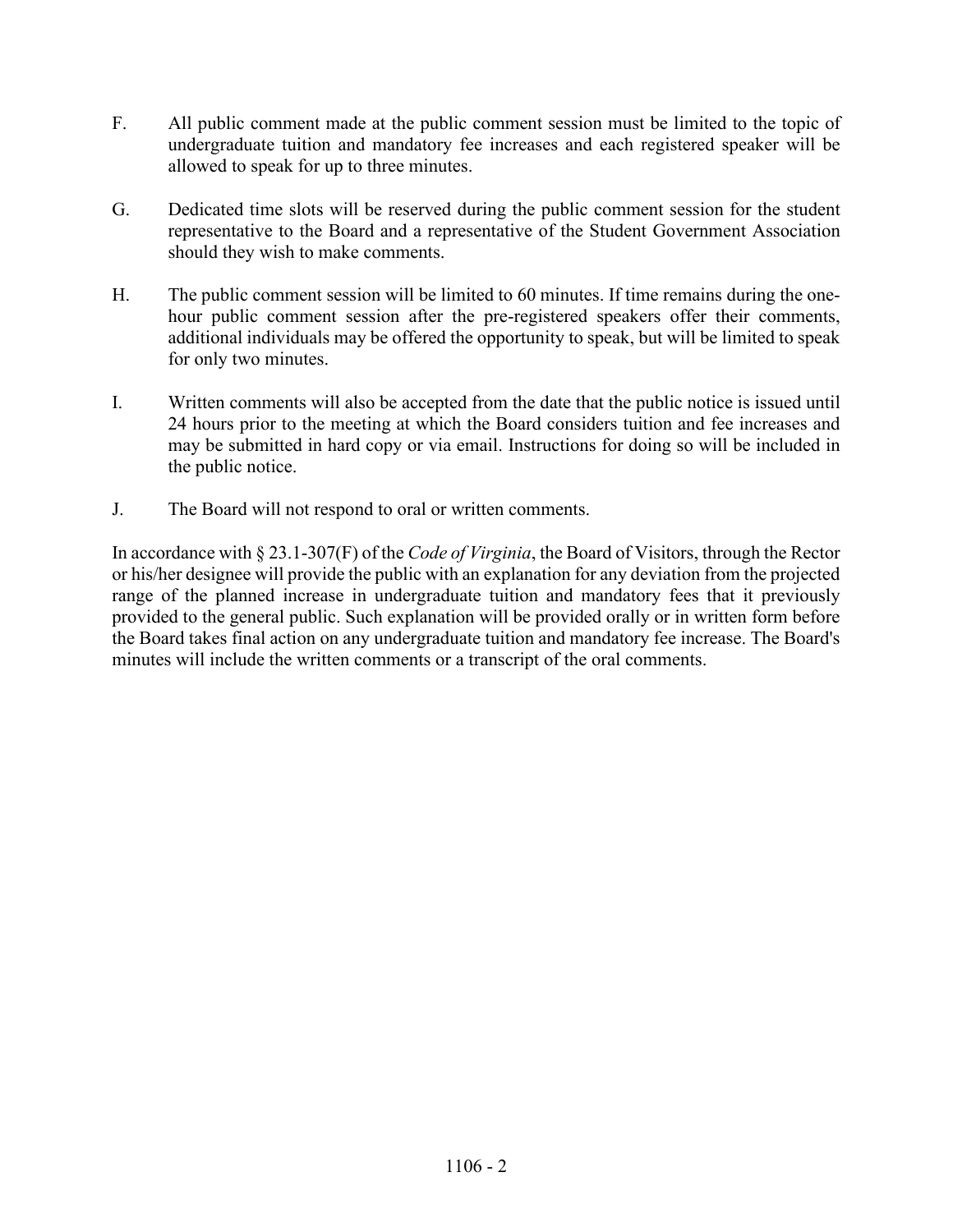F. All public comment made at the public comment session must be limited to the topic of undergraduate tuition and mandatory fee increases and each registered speaker will be allowed to speak for up to three minutes.

G. Dedicated time slots will be reserved during the public comment session for the student representative to the Board and a representative of the Student Government Association should they wish to make comments.

H. The public comment session will be limited to 60 minutes. If time remains during the one-hour public comment session after the pre-registered speakers offer their comments, additional individuals may be offered the opportunity to speak, but will be limited to speak for only two minutes.

I. Written comments will also be accepted from the date that the public notice is issued until 24 hours prior to the meeting at which the Board considers tuition and fee increases and may be submitted in hard copy or via email. Instructions for doing so will be included in the public notice.

J. The Board will not respond to oral or written comments.

In accordance with § 23.1-307(F) of the *Code of Virginia*, the Board of Visitors, through the Rector or his/her designee will provide the public with an explanation for any deviation from the projected range of the planned increase in undergraduate tuition and mandatory fees that it previously provided to the general public. Such explanation will be provided orally or in written form before the Board takes final action on any undergraduate tuition and mandatory fee increase. The Board's minutes will include the written comments or a transcript of the oral comments.